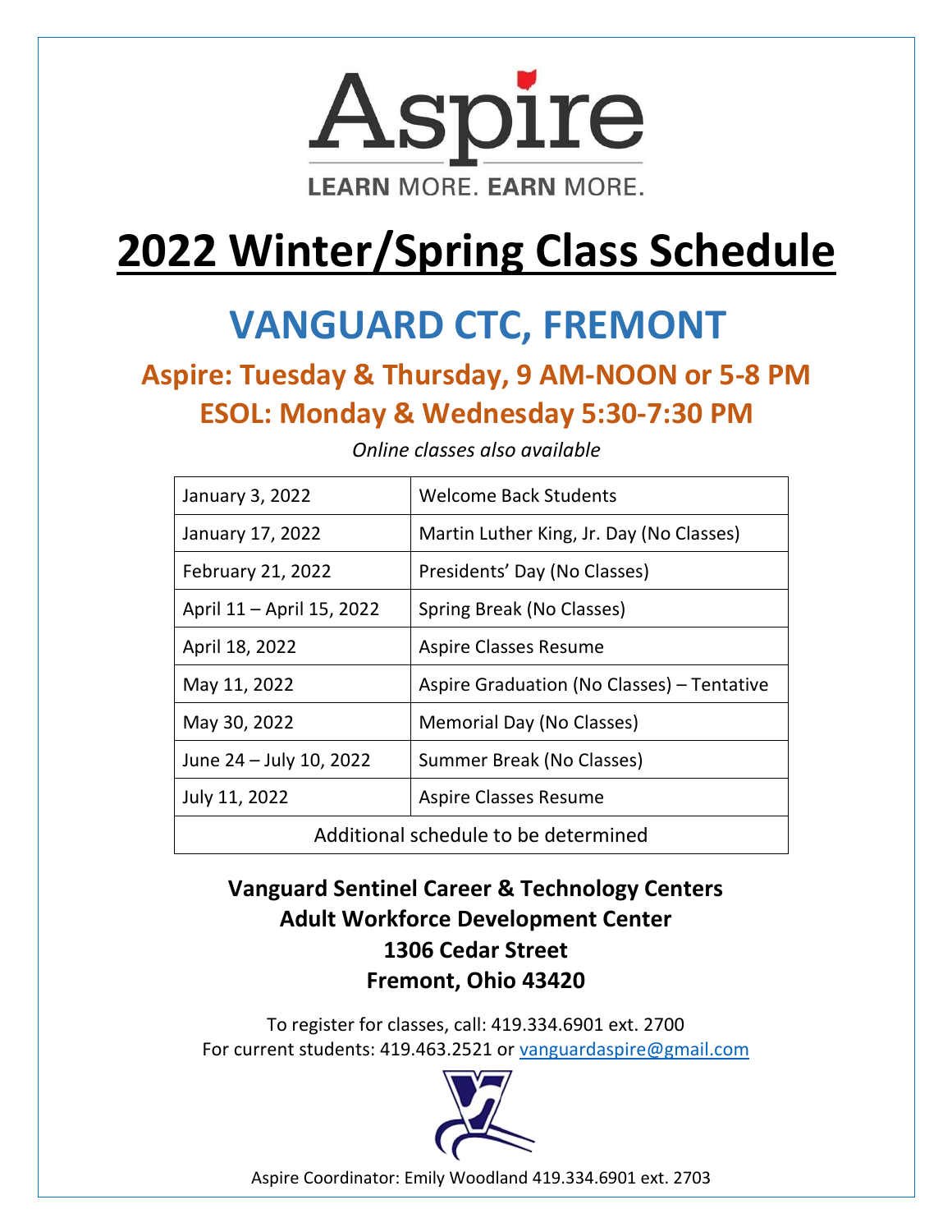# Aspire

LEARN MORE. EARN MORE.

# 2022 Winter/Spring Class Schedule

## VANGUARD CTC, FREMONT

### Aspire: Tuesday & Thursday, 9 AM-NOON or 5-8 PM

### ESOL: Monday & Wednesday 5:30-7:30 PM

*Online classes also available*

| | |
|---|---|
| January 3, 2022 | Welcome Back Students |
| January 17, 2022 | Martin Luther King, Jr. Day (No Classes) |
| February 21, 2022 | Presidents' Day (No Classes) |
| April 11 – April 15, 2022 | Spring Break (No Classes) |
| April 18, 2022 | Aspire Classes Resume |
| May 11, 2022 | Aspire Graduation (No Classes) – Tentative |
| May 30, 2022 | Memorial Day (No Classes) |
| June 24 – July 10, 2022 | Summer Break (No Classes) |
| July 11, 2022 | Aspire Classes Resume |
| Additional schedule to be determined | |

**Vanguard Sentinel Career & Technology Centers**
**Adult Workforce Development Center**
**1306 Cedar Street**
**Fremont, Ohio 43420**

To register for classes, call: 419.334.6901 ext. 2700
For current students: 419.463.2521 or vanguardaspire@gmail.com

Aspire Coordinator: Emily Woodland 419.334.6901 ext. 2703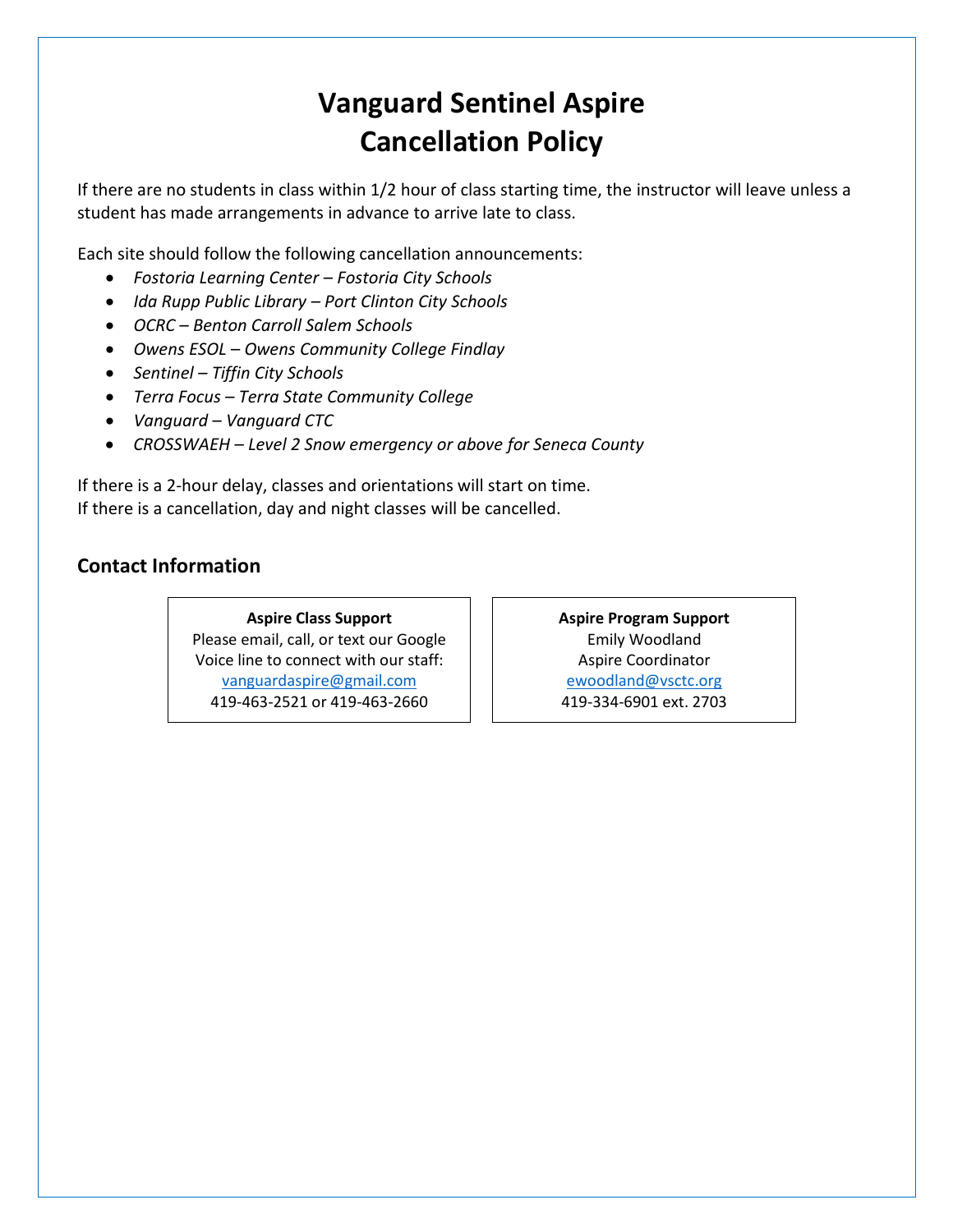# Vanguard Sentinel Aspire
# Cancellation Policy

If there are no students in class within 1/2 hour of class starting time, the instructor will leave unless a student has made arrangements in advance to arrive late to class.

Each site should follow the following cancellation announcements:

- *Fostoria Learning Center – Fostoria City Schools*
- *Ida Rupp Public Library – Port Clinton City Schools*
- *OCRC – Benton Carroll Salem Schools*
- *Owens ESOL – Owens Community College Findlay*
- *Sentinel – Tiffin City Schools*
- *Terra Focus – Terra State Community College*
- *Vanguard – Vanguard CTC*
- *CROSSWAEH – Level 2 Snow emergency or above for Seneca County*

If there is a 2-hour delay, classes and orientations will start on time.
If there is a cancellation, day and night classes will be cancelled.

## Contact Information

**Aspire Class Support**
Please email, call, or text our Google Voice line to connect with our staff:
vanguardaspire@gmail.com
419-463-2521 or 419-463-2660

**Aspire Program Support**
Emily Woodland
Aspire Coordinator
ewoodland@vsctc.org
419-334-6901 ext. 2703